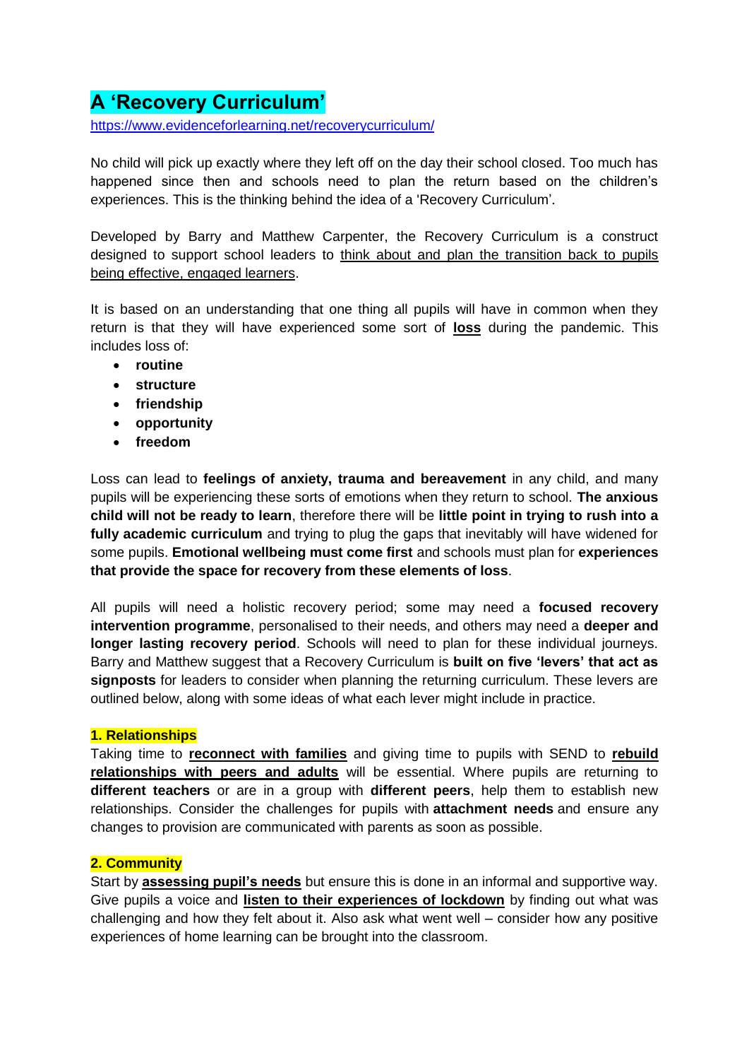# A 'Recovery Curriculum'

https://www.evidenceforlearning.net/recoverycurriculum/

No child will pick up exactly where they left off on the day their school closed. Too much has happened since then and schools need to plan the return based on the children's experiences. This is the thinking behind the idea of a 'Recovery Curriculum'.

Developed by Barry and Matthew Carpenter, the Recovery Curriculum is a construct designed to support school leaders to think about and plan the transition back to pupils being effective, engaged learners.

It is based on an understanding that one thing all pupils will have in common when they return is that they will have experienced some sort of **loss** during the pandemic. This includes loss of:

- **routine**
- **structure**
- **friendship**
- **opportunity**
- **freedom**

Loss can lead to **feelings of anxiety, trauma and bereavement** in any child, and many pupils will be experiencing these sorts of emotions when they return to school. **The anxious child will not be ready to learn**, therefore there will be **little point in trying to rush into a fully academic curriculum** and trying to plug the gaps that inevitably will have widened for some pupils. **Emotional wellbeing must come first** and schools must plan for **experiences that provide the space for recovery from these elements of loss**.

All pupils will need a holistic recovery period; some may need a **focused recovery intervention programme**, personalised to their needs, and others may need a **deeper and longer lasting recovery period**. Schools will need to plan for these individual journeys. Barry and Matthew suggest that a Recovery Curriculum is **built on five 'levers' that act as signposts** for leaders to consider when planning the returning curriculum. These levers are outlined below, along with some ideas of what each lever might include in practice.

### 1. Relationships

Taking time to **reconnect with families** and giving time to pupils with SEND to **rebuild relationships with peers and adults** will be essential. Where pupils are returning to **different teachers** or are in a group with **different peers**, help them to establish new relationships. Consider the challenges for pupils with **attachment needs** and ensure any changes to provision are communicated with parents as soon as possible.

### 2. Community

Start by **assessing pupil's needs** but ensure this is done in an informal and supportive way. Give pupils a voice and **listen to their experiences of lockdown** by finding out what was challenging and how they felt about it. Also ask what went well – consider how any positive experiences of home learning can be brought into the classroom.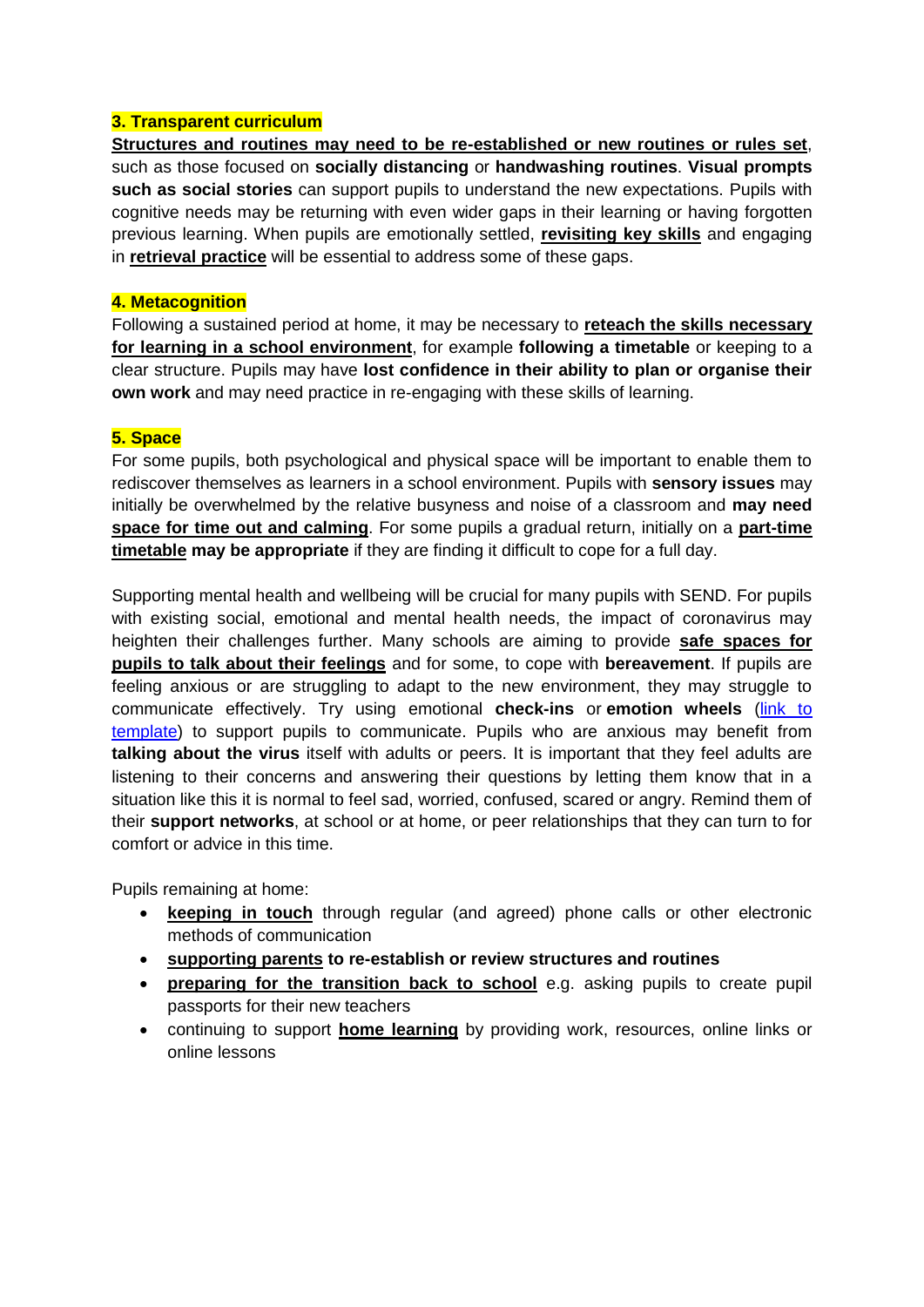### 3. Transparent curriculum

**Structures and routines may need to be re-established or new routines or rules set**, such as those focused on **socially distancing** or **handwashing routines**. **Visual prompts such as social stories** can support pupils to understand the new expectations. Pupils with cognitive needs may be returning with even wider gaps in their learning or having forgotten previous learning. When pupils are emotionally settled, **revisiting key skills** and engaging in **retrieval practice** will be essential to address some of these gaps.

### 4. Metacognition

Following a sustained period at home, it may be necessary to **reteach the skills necessary for learning in a school environment**, for example **following a timetable** or keeping to a clear structure. Pupils may have **lost confidence in their ability to plan or organise their own work** and may need practice in re-engaging with these skills of learning.

### 5. Space

For some pupils, both psychological and physical space will be important to enable them to rediscover themselves as learners in a school environment. Pupils with **sensory issues** may initially be overwhelmed by the relative busyness and noise of a classroom and **may need space for time out and calming**. For some pupils a gradual return, initially on a **part-time timetable may be appropriate** if they are finding it difficult to cope for a full day.

Supporting mental health and wellbeing will be crucial for many pupils with SEND. For pupils with existing social, emotional and mental health needs, the impact of coronavirus may heighten their challenges further. Many schools are aiming to provide **safe spaces for pupils to talk about their feelings** and for some, to cope with **bereavement**. If pupils are feeling anxious or are struggling to adapt to the new environment, they may struggle to communicate effectively. Try using emotional **check-ins** or **emotion wheels** (link to template) to support pupils to communicate. Pupils who are anxious may benefit from **talking about the virus** itself with adults or peers. It is important that they feel adults are listening to their concerns and answering their questions by letting them know that in a situation like this it is normal to feel sad, worried, confused, scared or angry. Remind them of their **support networks**, at school or at home, or peer relationships that they can turn to for comfort or advice in this time.

Pupils remaining at home:

- **keeping in touch** through regular (and agreed) phone calls or other electronic methods of communication
- **supporting parents to re-establish or review structures and routines**
- **preparing for the transition back to school** e.g. asking pupils to create pupil passports for their new teachers
- continuing to support **home learning** by providing work, resources, online links or online lessons